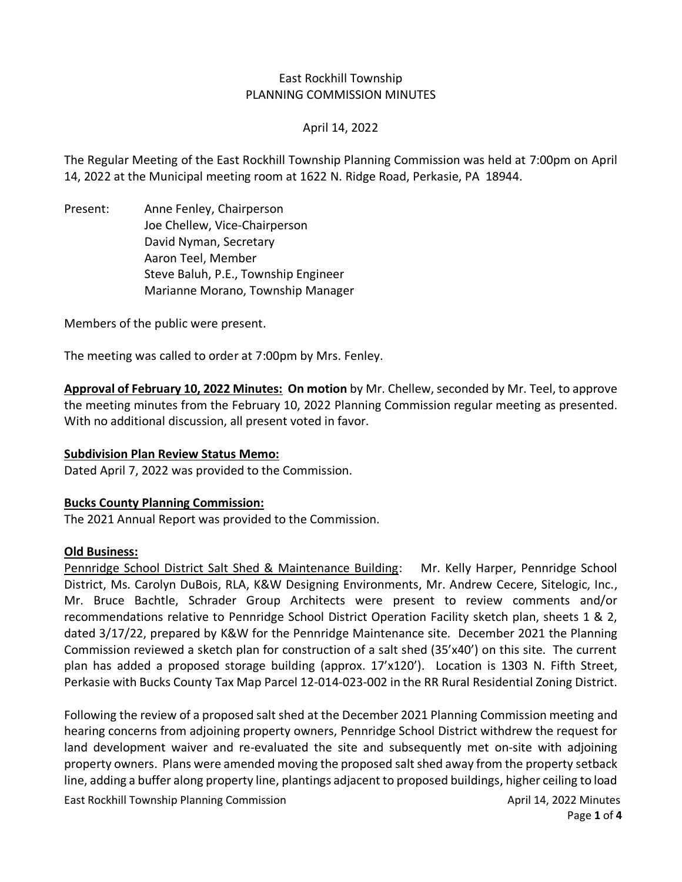East Rockhill Township
PLANNING COMMISSION MINUTES

April 14, 2022

The Regular Meeting of the East Rockhill Township Planning Commission was held at 7:00pm on April 14, 2022 at the Municipal meeting room at 1622 N. Ridge Road, Perkasie, PA 18944.

Present: Anne Fenley, Chairperson
Joe Chellew, Vice-Chairperson
David Nyman, Secretary
Aaron Teel, Member
Steve Baluh, P.E., Township Engineer
Marianne Morano, Township Manager

Members of the public were present.

The meeting was called to order at 7:00pm by Mrs. Fenley.

**Approval of February 10, 2022 Minutes: On motion** by Mr. Chellew, seconded by Mr. Teel, to approve the meeting minutes from the February 10, 2022 Planning Commission regular meeting as presented. With no additional discussion, all present voted in favor.

**Subdivision Plan Review Status Memo:**
Dated April 7, 2022 was provided to the Commission.

**Bucks County Planning Commission:**
The 2021 Annual Report was provided to the Commission.

**Old Business:**
Pennridge School District Salt Shed & Maintenance Building: Mr. Kelly Harper, Pennridge School District, Ms. Carolyn DuBois, RLA, K&W Designing Environments, Mr. Andrew Cecere, Sitelogic, Inc., Mr. Bruce Bachtle, Schrader Group Architects were present to review comments and/or recommendations relative to Pennridge School District Operation Facility sketch plan, sheets 1 & 2, dated 3/17/22, prepared by K&W for the Pennridge Maintenance site. December 2021 the Planning Commission reviewed a sketch plan for construction of a salt shed (35'x40') on this site. The current plan has added a proposed storage building (approx. 17'x120'). Location is 1303 N. Fifth Street, Perkasie with Bucks County Tax Map Parcel 12-014-023-002 in the RR Rural Residential Zoning District.

Following the review of a proposed salt shed at the December 2021 Planning Commission meeting and hearing concerns from adjoining property owners, Pennridge School District withdrew the request for land development waiver and re-evaluated the site and subsequently met on-site with adjoining property owners. Plans were amended moving the proposed salt shed away from the property setback line, adding a buffer along property line, plantings adjacent to proposed buildings, higher ceiling to load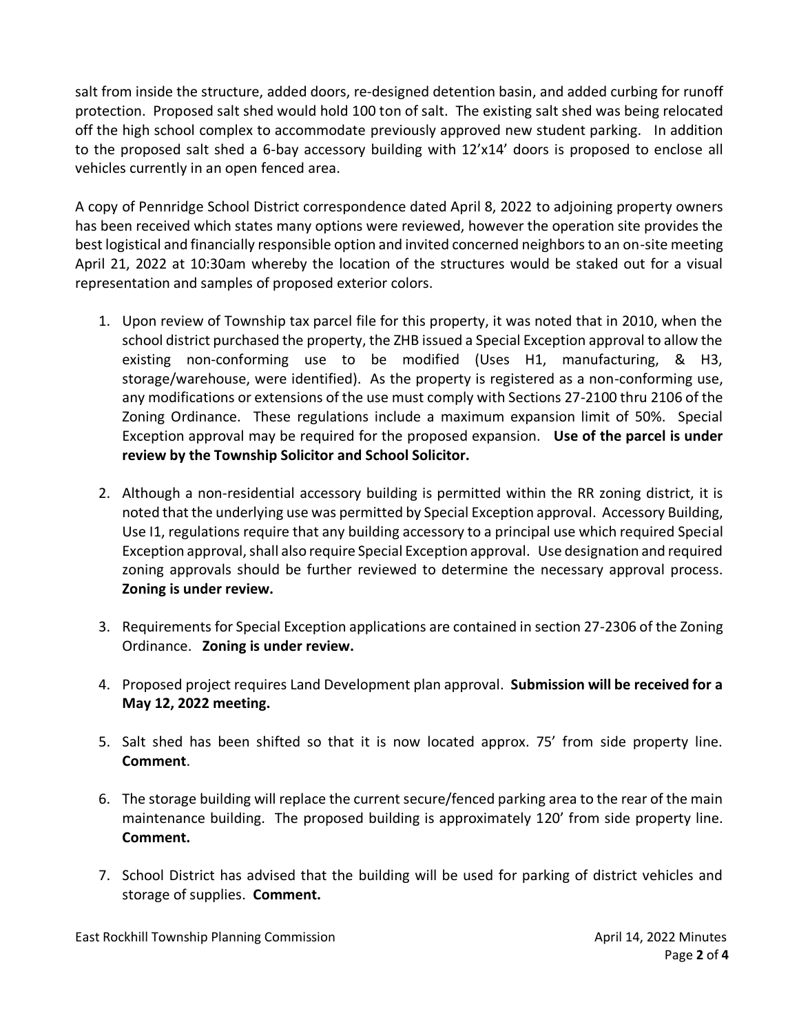salt from inside the structure, added doors, re-designed detention basin, and added curbing for runoff protection. Proposed salt shed would hold 100 ton of salt. The existing salt shed was being relocated off the high school complex to accommodate previously approved new student parking. In addition to the proposed salt shed a 6-bay accessory building with 12'x14' doors is proposed to enclose all vehicles currently in an open fenced area.

A copy of Pennridge School District correspondence dated April 8, 2022 to adjoining property owners has been received which states many options were reviewed, however the operation site provides the best logistical and financially responsible option and invited concerned neighbors to an on-site meeting April 21, 2022 at 10:30am whereby the location of the structures would be staked out for a visual representation and samples of proposed exterior colors.

1. Upon review of Township tax parcel file for this property, it was noted that in 2010, when the school district purchased the property, the ZHB issued a Special Exception approval to allow the existing non-conforming use to be modified (Uses H1, manufacturing, & H3, storage/warehouse, were identified). As the property is registered as a non-conforming use, any modifications or extensions of the use must comply with Sections 27-2100 thru 2106 of the Zoning Ordinance. These regulations include a maximum expansion limit of 50%. Special Exception approval may be required for the proposed expansion. **Use of the parcel is under review by the Township Solicitor and School Solicitor.**

2. Although a non-residential accessory building is permitted within the RR zoning district, it is noted that the underlying use was permitted by Special Exception approval. Accessory Building, Use I1, regulations require that any building accessory to a principal use which required Special Exception approval, shall also require Special Exception approval. Use designation and required zoning approvals should be further reviewed to determine the necessary approval process. **Zoning is under review.**

3. Requirements for Special Exception applications are contained in section 27-2306 of the Zoning Ordinance. **Zoning is under review.**

4. Proposed project requires Land Development plan approval. **Submission will be received for a May 12, 2022 meeting.**

5. Salt shed has been shifted so that it is now located approx. 75' from side property line. **Comment**.

6. The storage building will replace the current secure/fenced parking area to the rear of the main maintenance building. The proposed building is approximately 120' from side property line. **Comment.**

7. School District has advised that the building will be used for parking of district vehicles and storage of supplies. **Comment.**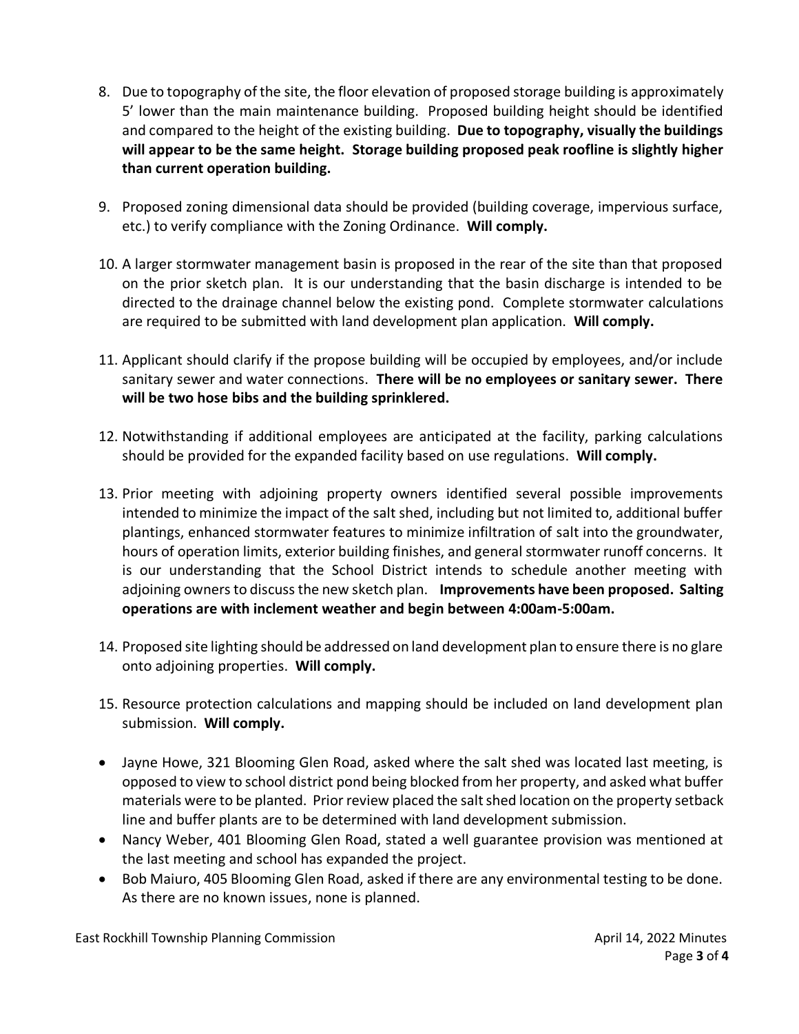8. Due to topography of the site, the floor elevation of proposed storage building is approximately 5' lower than the main maintenance building. Proposed building height should be identified and compared to the height of the existing building. **Due to topography, visually the buildings will appear to be the same height. Storage building proposed peak roofline is slightly higher than current operation building.**

9. Proposed zoning dimensional data should be provided (building coverage, impervious surface, etc.) to verify compliance with the Zoning Ordinance. **Will comply.**

10. A larger stormwater management basin is proposed in the rear of the site than that proposed on the prior sketch plan. It is our understanding that the basin discharge is intended to be directed to the drainage channel below the existing pond. Complete stormwater calculations are required to be submitted with land development plan application. **Will comply.**

11. Applicant should clarify if the propose building will be occupied by employees, and/or include sanitary sewer and water connections. **There will be no employees or sanitary sewer. There will be two hose bibs and the building sprinklered.**

12. Notwithstanding if additional employees are anticipated at the facility, parking calculations should be provided for the expanded facility based on use regulations. **Will comply.**

13. Prior meeting with adjoining property owners identified several possible improvements intended to minimize the impact of the salt shed, including but not limited to, additional buffer plantings, enhanced stormwater features to minimize infiltration of salt into the groundwater, hours of operation limits, exterior building finishes, and general stormwater runoff concerns. It is our understanding that the School District intends to schedule another meeting with adjoining owners to discuss the new sketch plan. **Improvements have been proposed. Salting operations are with inclement weather and begin between 4:00am-5:00am.**

14. Proposed site lighting should be addressed on land development plan to ensure there is no glare onto adjoining properties. **Will comply.**

15. Resource protection calculations and mapping should be included on land development plan submission. **Will comply.**

- Jayne Howe, 321 Blooming Glen Road, asked where the salt shed was located last meeting, is opposed to view to school district pond being blocked from her property, and asked what buffer materials were to be planted. Prior review placed the salt shed location on the property setback line and buffer plants are to be determined with land development submission.
- Nancy Weber, 401 Blooming Glen Road, stated a well guarantee provision was mentioned at the last meeting and school has expanded the project.
- Bob Maiuro, 405 Blooming Glen Road, asked if there are any environmental testing to be done. As there are no known issues, none is planned.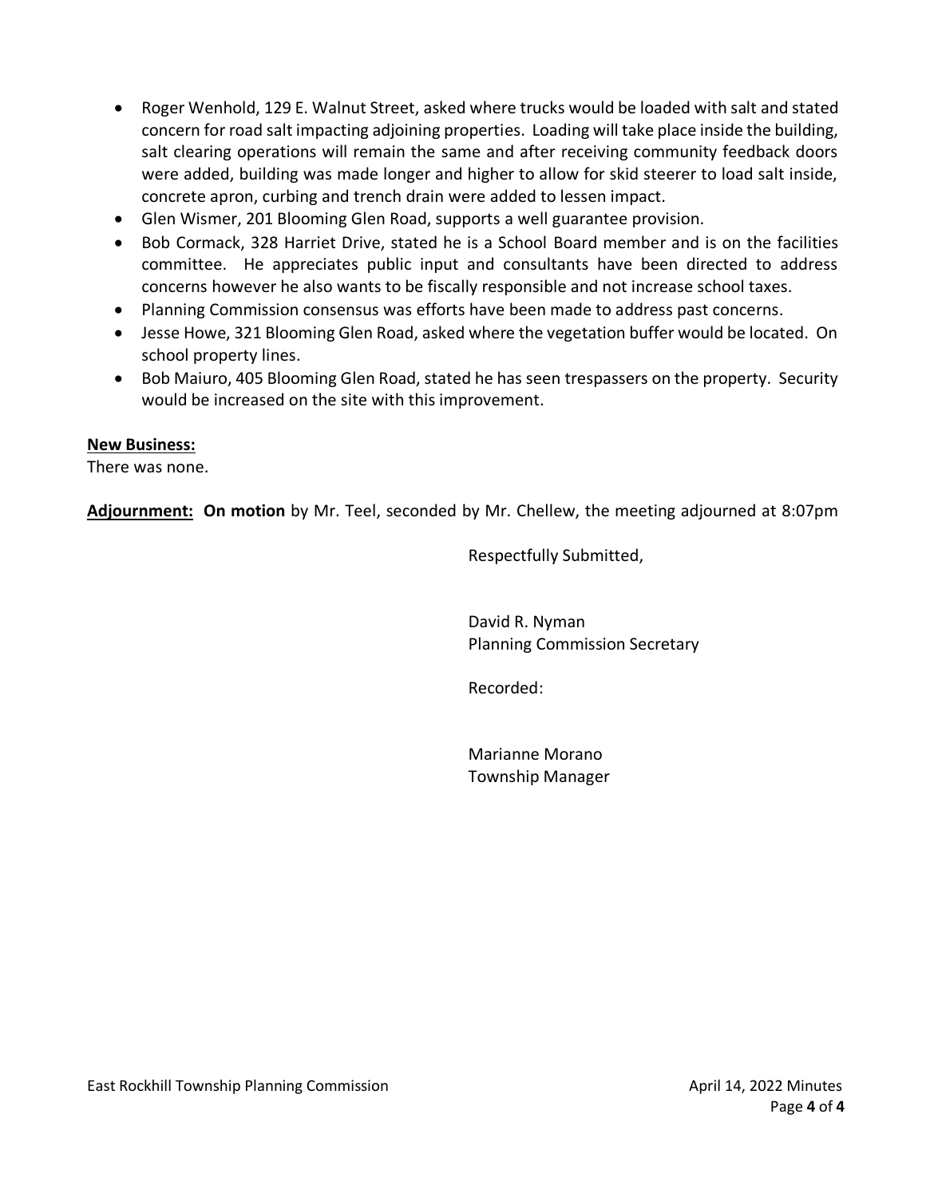- Roger Wenhold, 129 E. Walnut Street, asked where trucks would be loaded with salt and stated concern for road salt impacting adjoining properties. Loading will take place inside the building, salt clearing operations will remain the same and after receiving community feedback doors were added, building was made longer and higher to allow for skid steerer to load salt inside, concrete apron, curbing and trench drain were added to lessen impact.
- Glen Wismer, 201 Blooming Glen Road, supports a well guarantee provision.
- Bob Cormack, 328 Harriet Drive, stated he is a School Board member and is on the facilities committee. He appreciates public input and consultants have been directed to address concerns however he also wants to be fiscally responsible and not increase school taxes.
- Planning Commission consensus was efforts have been made to address past concerns.
- Jesse Howe, 321 Blooming Glen Road, asked where the vegetation buffer would be located. On school property lines.
- Bob Maiuro, 405 Blooming Glen Road, stated he has seen trespassers on the property. Security would be increased on the site with this improvement.

**New Business:**
There was none.

**Adjournment: On motion** by Mr. Teel, seconded by Mr. Chellew, the meeting adjourned at 8:07pm

Respectfully Submitted,

David R. Nyman
Planning Commission Secretary

Recorded:

Marianne Morano
Township Manager